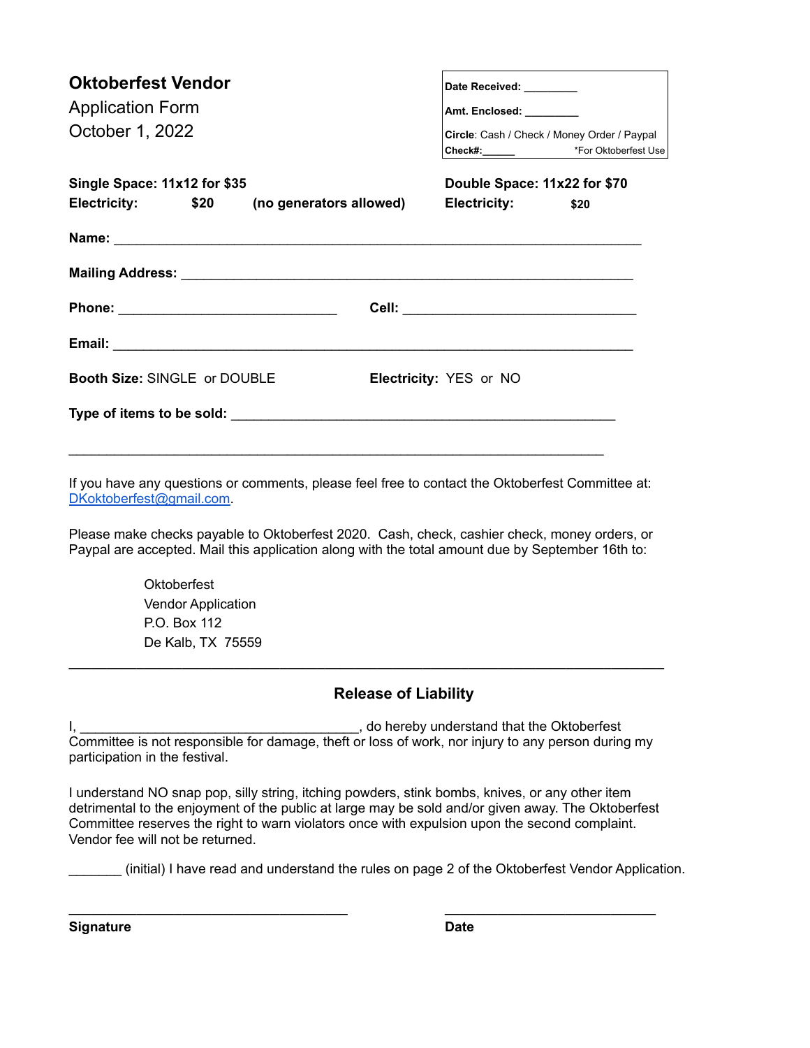**Oktoberfest Vendor**

Application Form

October 1, 2022

| **Date Received:** ________ |
|---|
| **Amt. Enclosed:** ________ |
| **Circle**: Cash / Check / Money Order / Paypal |
| **Check#:**______ *For Oktoberfest Use |

**Single Space: 11x12 for $35**
**Electricity: $20 (no generators allowed)**

**Double Space: 11x22 for $70**
**Electricity: $20**

**Name:** ______________________________________________________________________

**Mailing Address:** ____________________________________________________________

**Phone:** _____________________________ **Cell:** _______________________________

**Email:** ______________________________________________________________________

**Booth Size:** SINGLE or DOUBLE **Electricity:** YES or NO

**Type of items to be sold:** ___________________________________________________

_______________________________________________________________________________

If you have any questions or comments, please feel free to contact the Oktoberfest Committee at: DKoktoberfest@gmail.com.

Please make checks payable to Oktoberfest 2020. Cash, check, cashier check, money orders, or Paypal are accepted. Mail this application along with the total amount due by September 16th to:

Oktoberfest
Vendor Application
P.O. Box 112
De Kalb, TX 75559

---

## Release of Liability

I, ____________________________________, do hereby understand that the Oktoberfest Committee is not responsible for damage, theft or loss of work, nor injury to any person during my participation in the festival.

I understand NO snap pop, silly string, itching powders, stink bombs, knives, or any other item detrimental to the enjoyment of the public at large may be sold and/or given away. The Oktoberfest Committee reserves the right to warn violators once with expulsion upon the second complaint. Vendor fee will not be returned.

_______ (initial) I have read and understand the rules on page 2 of the Oktoberfest Vendor Application.

_____________________________________ _____________________________

**Signature** **Date**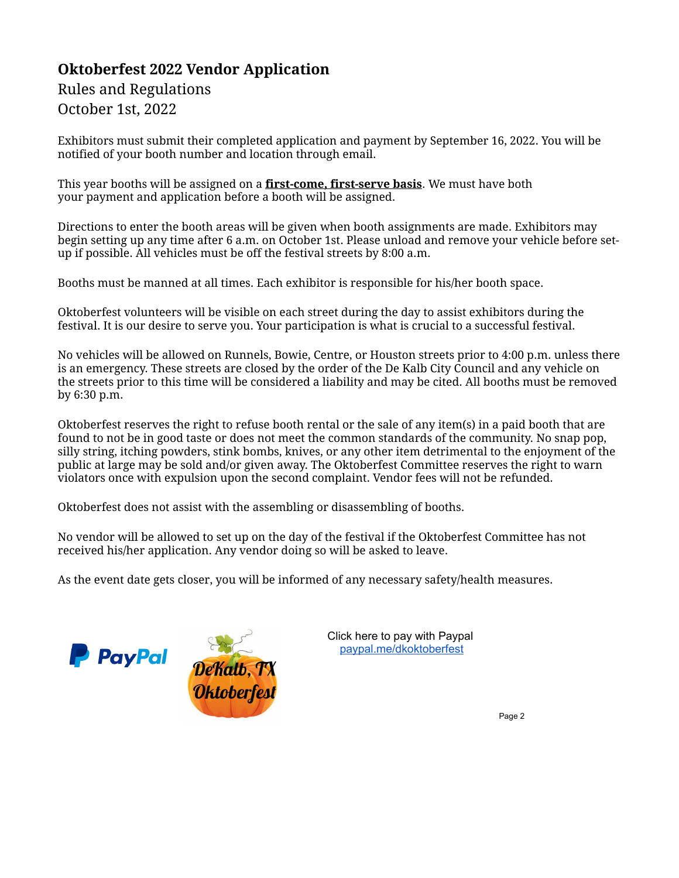# Oktoberfest 2022 Vendor Application

Rules and Regulations

October 1st, 2022

Exhibitors must submit their completed application and payment by September 16, 2022. You will be notified of your booth number and location through email.

This year booths will be assigned on a **first-come, first-serve basis**. We must have both your payment and application before a booth will be assigned.

Directions to enter the booth areas will be given when booth assignments are made. Exhibitors may begin setting up any time after 6 a.m. on October 1st. Please unload and remove your vehicle before set-up if possible. All vehicles must be off the festival streets by 8:00 a.m.

Booths must be manned at all times. Each exhibitor is responsible for his/her booth space.

Oktoberfest volunteers will be visible on each street during the day to assist exhibitors during the festival. It is our desire to serve you. Your participation is what is crucial to a successful festival.

No vehicles will be allowed on Runnels, Bowie, Centre, or Houston streets prior to 4:00 p.m. unless there is an emergency. These streets are closed by the order of the De Kalb City Council and any vehicle on the streets prior to this time will be considered a liability and may be cited. All booths must be removed by 6:30 p.m.

Oktoberfest reserves the right to refuse booth rental or the sale of any item(s) in a paid booth that are found to not be in good taste or does not meet the common standards of the community. No snap pop, silly string, itching powders, stink bombs, knives, or any other item detrimental to the enjoyment of the public at large may be sold and/or given away. The Oktoberfest Committee reserves the right to warn violators once with expulsion upon the second complaint. Vendor fees will not be refunded.

Oktoberfest does not assist with the assembling or disassembling of booths.

No vendor will be allowed to set up on the day of the festival if the Oktoberfest Committee has not received his/her application. Any vendor doing so will be asked to leave.

As the event date gets closer, you will be informed of any necessary safety/health measures.

PayPal

DeKalb, TX Oktoberfest

Click here to pay with Paypal
paypal.me/dkoktoberfest